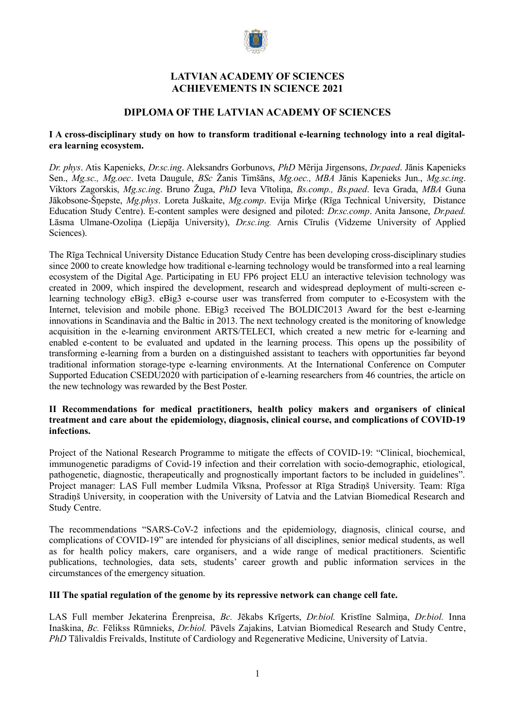# LATVIAN ACADEMY OF SCIENCES
# ACHIEVEMENTS IN SCIENCE 2021

## DIPLOMA OF THE LATVIAN ACADEMY OF SCIENCES

### I A cross-disciplinary study on how to transform traditional e-learning technology into a real digital-era learning ecosystem.

*Dr. phys*. Atis Kapenieks, *Dr.sc.ing*. Aleksandrs Gorbunovs, *PhD* Mērija Jirgensons, *Dr.paed*. Jānis Kapenieks Sen., *Mg.sc., Mg.oec*. Iveta Daugule, *BSc* Žanis Timšāns, *Mg.oec., MBA* Jānis Kapenieks Jun., *Mg.sc.ing*. Viktors Zagorskis, *Mg.sc.ing*. Bruno Žuga, *PhD* Ieva Vītoliņa, *Bs.comp., Bs.paed*. Ieva Grada, *MBA* Guna Jākobsone-Šņepste, *Mg.phys*. Loreta Juškaite, *Mg.comp*. Evija Mirķe (Rīga Technical University, Distance Education Study Centre). E-content samples were designed and piloted: *Dr.sc.comp*. Anita Jansone, *Dr.paed.* Lāsma Ulmane-Ozoliņa (Liepāja University), *Dr.sc.ing.* Arnis Cīrulis (Vidzeme University of Applied Sciences).

The Rīga Technical University Distance Education Study Centre has been developing cross-disciplinary studies since 2000 to create knowledge how traditional e-learning technology would be transformed into a real learning ecosystem of the Digital Age. Participating in EU FP6 project ELU an interactive television technology was created in 2009, which inspired the development, research and widespread deployment of multi-screen e-learning technology eBig3. eBig3 e-course user was transferred from computer to e-Ecosystem with the Internet, television and mobile phone. EBig3 received The BOLDIC2013 Award for the best e-learning innovations in Scandinavia and the Baltic in 2013. The next technology created is the monitoring of knowledge acquisition in the e-learning environment ARTS/TELECI, which created a new metric for e-learning and enabled e-content to be evaluated and updated in the learning process. This opens up the possibility of transforming e-learning from a burden on a distinguished assistant to teachers with opportunities far beyond traditional information storage-type e-learning environments. At the International Conference on Computer Supported Education CSEDU2020 with participation of e-learning researchers from 46 countries, the article on the new technology was rewarded by the Best Poster.

### II Recommendations for medical practitioners, health policy makers and organisers of clinical treatment and care about the epidemiology, diagnosis, clinical course, and complications of COVID-19 infections.

Project of the National Research Programme to mitigate the effects of COVID-19: "Clinical, biochemical, immunogenetic paradigms of Covid-19 infection and their correlation with socio-demographic, etiological, pathogenetic, diagnostic, therapeutically and prognostically important factors to be included in guidelines". Project manager: LAS Full member Ludmila Vīksna, Professor at Rīga Stradiņš University. Team: Rīga Stradiņš University, in cooperation with the University of Latvia and the Latvian Biomedical Research and Study Centre.

The recommendations "SARS-CoV-2 infections and the epidemiology, diagnosis, clinical course, and complications of COVID-19" are intended for physicians of all disciplines, senior medical students, as well as for health policy makers, care organisers, and a wide range of medical practitioners. Scientific publications, technologies, data sets, students' career growth and public information services in the circumstances of the emergency situation.

### III The spatial regulation of the genome by its repressive network can change cell fate.

LAS Full member Jekaterina Ērenpreisa, *Bc.* Jēkabs Krīgerts, *Dr.biol.* Kristīne Salmiņa, *Dr.biol.* Inna Inaškina, *Bc.* Fēlikss Rūmnieks, *Dr.biol.* Pāvels Zajakins, Latvian Biomedical Research and Study Centre, *PhD* Tālivaldis Freivalds, Institute of Cardiology and Regenerative Medicine, University of Latvia.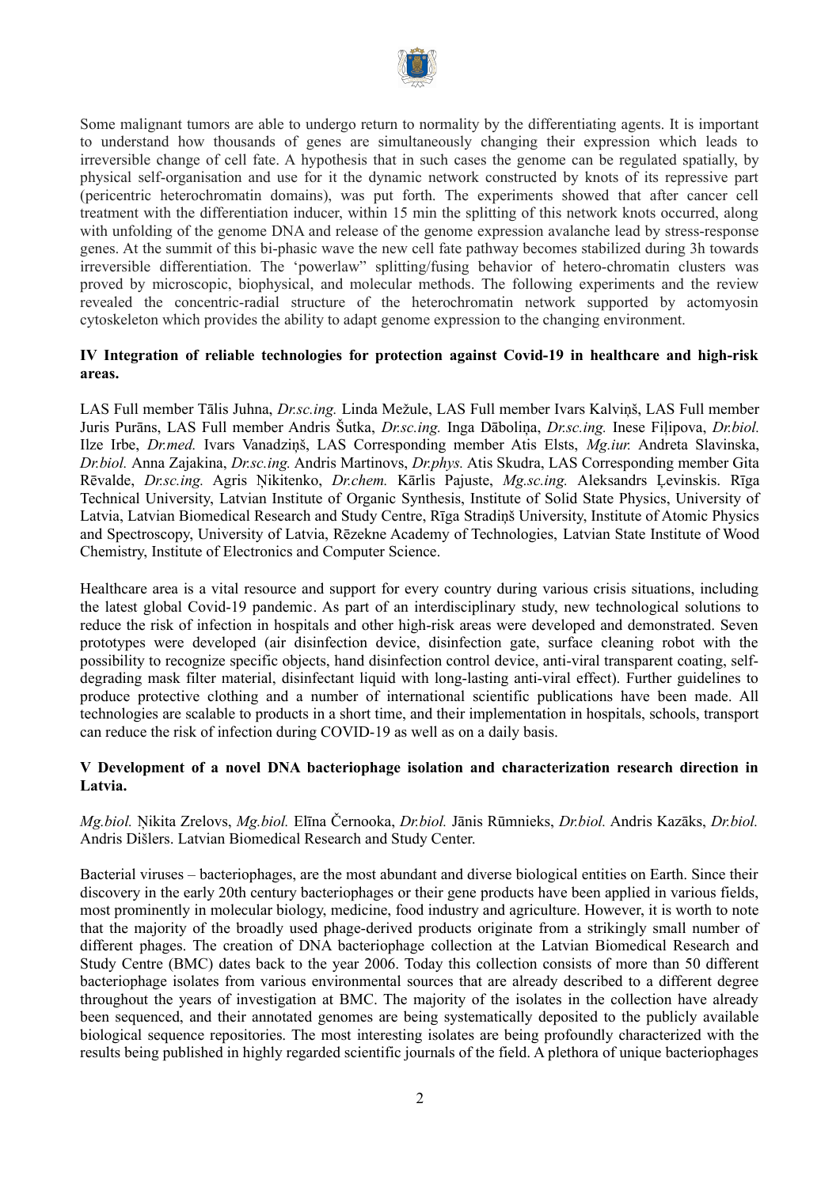Some malignant tumors are able to undergo return to normality by the differentiating agents. It is important to understand how thousands of genes are simultaneously changing their expression which leads to irreversible change of cell fate. A hypothesis that in such cases the genome can be regulated spatially, by physical self-organisation and use for it the dynamic network constructed by knots of its repressive part (pericentric heterochromatin domains), was put forth. The experiments showed that after cancer cell treatment with the differentiation inducer, within 15 min the splitting of this network knots occurred, along with unfolding of the genome DNA and release of the genome expression avalanche lead by stress-response genes. At the summit of this bi-phasic wave the new cell fate pathway becomes stabilized during 3h towards irreversible differentiation. The 'powerlaw" splitting/fusing behavior of hetero-chromatin clusters was proved by microscopic, biophysical, and molecular methods. The following experiments and the review revealed the concentric-radial structure of the heterochromatin network supported by actomyosin cytoskeleton which provides the ability to adapt genome expression to the changing environment.

**IV Integration of reliable technologies for protection against Covid-19 in healthcare and high-risk areas.**

LAS Full member Tālis Juhna, *Dr.sc.ing.* Linda Mežule, LAS Full member Ivars Kalviņš, LAS Full member Juris Purāns, LAS Full member Andris Šutka, *Dr.sc.ing.* Inga Dāboliņa, *Dr.sc.ing.* Inese Fiļipova, *Dr.biol.* Ilze Irbe, *Dr.med.* Ivars Vanadziņš, LAS Corresponding member Atis Elsts, *Mg.iur.* Andreta Slavinska, *Dr.biol.* Anna Zajakina, *Dr.sc.ing.* Andris Martinovs, *Dr.phys.* Atis Skudra, LAS Corresponding member Gita Rēvalde, *Dr.sc.ing.* Agris Ņikitenko, *Dr.chem.* Kārlis Pajuste, *Mg.sc.ing.* Aleksandrs Ļevinskis. Rīga Technical University, Latvian Institute of Organic Synthesis, Institute of Solid State Physics, University of Latvia, Latvian Biomedical Research and Study Centre, Rīga Stradiņš University, Institute of Atomic Physics and Spectroscopy, University of Latvia, Rēzekne Academy of Technologies, Latvian State Institute of Wood Chemistry, Institute of Electronics and Computer Science.

Healthcare area is a vital resource and support for every country during various crisis situations, including the latest global Covid-19 pandemic. As part of an interdisciplinary study, new technological solutions to reduce the risk of infection in hospitals and other high-risk areas were developed and demonstrated. Seven prototypes were developed (air disinfection device, disinfection gate, surface cleaning robot with the possibility to recognize specific objects, hand disinfection control device, anti-viral transparent coating, self-degrading mask filter material, disinfectant liquid with long-lasting anti-viral effect). Further guidelines to produce protective clothing and a number of international scientific publications have been made. All technologies are scalable to products in a short time, and their implementation in hospitals, schools, transport can reduce the risk of infection during COVID-19 as well as on a daily basis.

**V Development of a novel DNA bacteriophage isolation and characterization research direction in Latvia.**

*Mg.biol.* Ņikita Zrelovs, *Mg.biol.* Elīna Černooka, *Dr.biol.* Jānis Rūmnieks, *Dr.biol.* Andris Kazāks, *Dr.biol.* Andris Dišlers. Latvian Biomedical Research and Study Center.

Bacterial viruses – bacteriophages, are the most abundant and diverse biological entities on Earth. Since their discovery in the early 20th century bacteriophages or their gene products have been applied in various fields, most prominently in molecular biology, medicine, food industry and agriculture. However, it is worth to note that the majority of the broadly used phage-derived products originate from a strikingly small number of different phages. The creation of DNA bacteriophage collection at the Latvian Biomedical Research and Study Centre (BMC) dates back to the year 2006. Today this collection consists of more than 50 different bacteriophage isolates from various environmental sources that are already described to a different degree throughout the years of investigation at BMC. The majority of the isolates in the collection have already been sequenced, and their annotated genomes are being systematically deposited to the publicly available biological sequence repositories. The most interesting isolates are being profoundly characterized with the results being published in highly regarded scientific journals of the field. A plethora of unique bacteriophages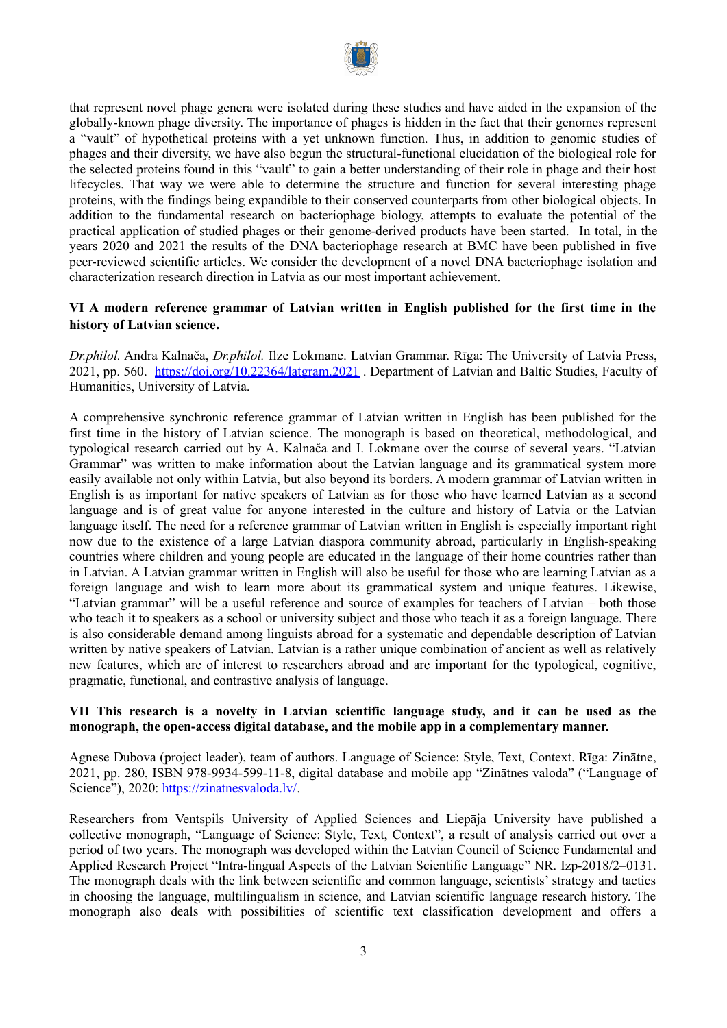that represent novel phage genera were isolated during these studies and have aided in the expansion of the globally-known phage diversity. The importance of phages is hidden in the fact that their genomes represent a "vault" of hypothetical proteins with a yet unknown function. Thus, in addition to genomic studies of phages and their diversity, we have also begun the structural-functional elucidation of the biological role for the selected proteins found in this "vault" to gain a better understanding of their role in phage and their host lifecycles. That way we were able to determine the structure and function for several interesting phage proteins, with the findings being expandible to their conserved counterparts from other biological objects. In addition to the fundamental research on bacteriophage biology, attempts to evaluate the potential of the practical application of studied phages or their genome-derived products have been started. In total, in the years 2020 and 2021 the results of the DNA bacteriophage research at BMC have been published in five peer-reviewed scientific articles. We consider the development of a novel DNA bacteriophage isolation and characterization research direction in Latvia as our most important achievement.

**VI A modern reference grammar of Latvian written in English published for the first time in the history of Latvian science.**

*Dr.philol.* Andra Kalnača, *Dr.philol.* Ilze Lokmane. Latvian Grammar. Rīga: The University of Latvia Press, 2021, pp. 560. https://doi.org/10.22364/latgram.2021 . Department of Latvian and Baltic Studies, Faculty of Humanities, University of Latvia.

A comprehensive synchronic reference grammar of Latvian written in English has been published for the first time in the history of Latvian science. The monograph is based on theoretical, methodological, and typological research carried out by A. Kalnača and I. Lokmane over the course of several years. "Latvian Grammar" was written to make information about the Latvian language and its grammatical system more easily available not only within Latvia, but also beyond its borders. A modern grammar of Latvian written in English is as important for native speakers of Latvian as for those who have learned Latvian as a second language and is of great value for anyone interested in the culture and history of Latvia or the Latvian language itself. The need for a reference grammar of Latvian written in English is especially important right now due to the existence of a large Latvian diaspora community abroad, particularly in English-speaking countries where children and young people are educated in the language of their home countries rather than in Latvian. A Latvian grammar written in English will also be useful for those who are learning Latvian as a foreign language and wish to learn more about its grammatical system and unique features. Likewise, "Latvian grammar" will be a useful reference and source of examples for teachers of Latvian – both those who teach it to speakers as a school or university subject and those who teach it as a foreign language. There is also considerable demand among linguists abroad for a systematic and dependable description of Latvian written by native speakers of Latvian. Latvian is a rather unique combination of ancient as well as relatively new features, which are of interest to researchers abroad and are important for the typological, cognitive, pragmatic, functional, and contrastive analysis of language.

**VII This research is a novelty in Latvian scientific language study, and it can be used as the monograph, the open-access digital database, and the mobile app in a complementary manner.**

Agnese Dubova (project leader), team of authors. Language of Science: Style, Text, Context. Rīga: Zinātne, 2021, pp. 280, ISBN 978-9934-599-11-8, digital database and mobile app "Zinātnes valoda" ("Language of Science"), 2020: https://zinatnesvaloda.lv/.

Researchers from Ventspils University of Applied Sciences and Liepāja University have published a collective monograph, "Language of Science: Style, Text, Context", a result of analysis carried out over a period of two years. The monograph was developed within the Latvian Council of Science Fundamental and Applied Research Project "Intra-lingual Aspects of the Latvian Scientific Language" NR. lzp-2018/2–0131. The monograph deals with the link between scientific and common language, scientists' strategy and tactics in choosing the language, multilingualism in science, and Latvian scientific language research history. The monograph also deals with possibilities of scientific text classification development and offers a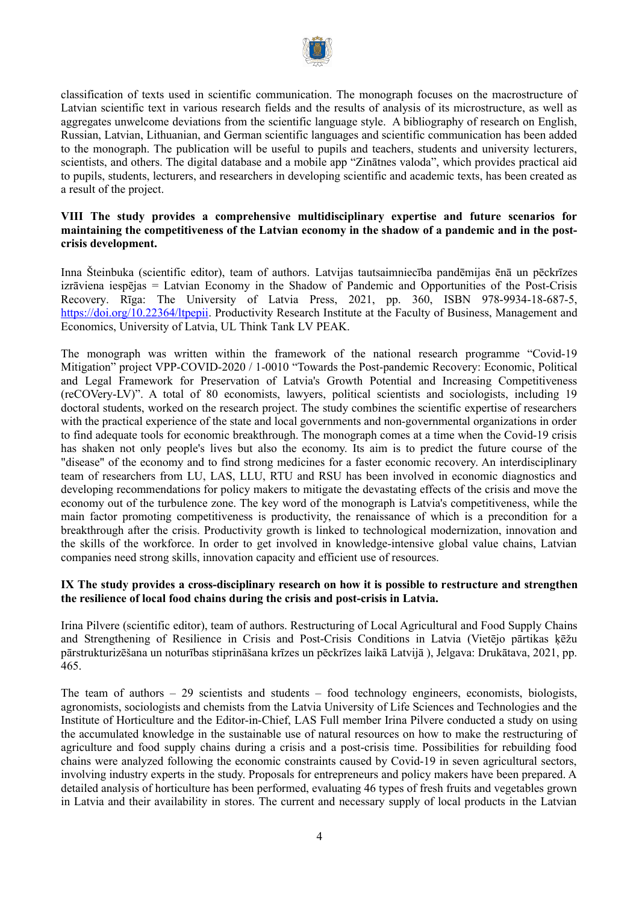classification of texts used in scientific communication. The monograph focuses on the macrostructure of Latvian scientific text in various research fields and the results of analysis of its microstructure, as well as aggregates unwelcome deviations from the scientific language style. A bibliography of research on English, Russian, Latvian, Lithuanian, and German scientific languages and scientific communication has been added to the monograph. The publication will be useful to pupils and teachers, students and university lecturers, scientists, and others. The digital database and a mobile app "Zinātnes valoda", which provides practical aid to pupils, students, lecturers, and researchers in developing scientific and academic texts, has been created as a result of the project.

**VIII The study provides a comprehensive multidisciplinary expertise and future scenarios for maintaining the competitiveness of the Latvian economy in the shadow of a pandemic and in the post-crisis development.**

Inna Šteinbuka (scientific editor), team of authors. Latvijas tautsaimniecība pandēmijas ēnā un pēckrīzes izrāviena iespējas = Latvian Economy in the Shadow of Pandemic and Opportunities of the Post-Crisis Recovery. Rīga: The University of Latvia Press, 2021, pp. 360, ISBN 978-9934-18-687-5, https://doi.org/10.22364/ltpepii. Productivity Research Institute at the Faculty of Business, Management and Economics, University of Latvia, UL Think Tank LV PEAK.

The monograph was written within the framework of the national research programme "Covid-19 Mitigation" project VPP-COVID-2020 / 1-0010 "Towards the Post-pandemic Recovery: Economic, Political and Legal Framework for Preservation of Latvia's Growth Potential and Increasing Competitiveness (reCOVery-LV)". A total of 80 economists, lawyers, political scientists and sociologists, including 19 doctoral students, worked on the research project. The study combines the scientific expertise of researchers with the practical experience of the state and local governments and non-governmental organizations in order to find adequate tools for economic breakthrough. The monograph comes at a time when the Covid-19 crisis has shaken not only people's lives but also the economy. Its aim is to predict the future course of the "disease" of the economy and to find strong medicines for a faster economic recovery. An interdisciplinary team of researchers from LU, LAS, LLU, RTU and RSU has been involved in economic diagnostics and developing recommendations for policy makers to mitigate the devastating effects of the crisis and move the economy out of the turbulence zone. The key word of the monograph is Latvia's competitiveness, while the main factor promoting competitiveness is productivity, the renaissance of which is a precondition for a breakthrough after the crisis. Productivity growth is linked to technological modernization, innovation and the skills of the workforce. In order to get involved in knowledge-intensive global value chains, Latvian companies need strong skills, innovation capacity and efficient use of resources.

**IX The study provides a cross-disciplinary research on how it is possible to restructure and strengthen the resilience of local food chains during the crisis and post-crisis in Latvia.**

Irina Pilvere (scientific editor), team of authors. Restructuring of Local Agricultural and Food Supply Chains and Strengthening of Resilience in Crisis and Post-Crisis Conditions in Latvia (Vietējo pārtikas ķēžu pārstrukturizēšana un noturības stiprināšana krīzes un pēckrīzes laikā Latvijā ), Jelgava: Drukātava, 2021, pp. 465.

The team of authors – 29 scientists and students – food technology engineers, economists, biologists, agronomists, sociologists and chemists from the Latvia University of Life Sciences and Technologies and the Institute of Horticulture and the Editor-in-Chief, LAS Full member Irina Pilvere conducted a study on using the accumulated knowledge in the sustainable use of natural resources on how to make the restructuring of agriculture and food supply chains during a crisis and a post-crisis time. Possibilities for rebuilding food chains were analyzed following the economic constraints caused by Covid-19 in seven agricultural sectors, involving industry experts in the study. Proposals for entrepreneurs and policy makers have been prepared. A detailed analysis of horticulture has been performed, evaluating 46 types of fresh fruits and vegetables grown in Latvia and their availability in stores. The current and necessary supply of local products in the Latvian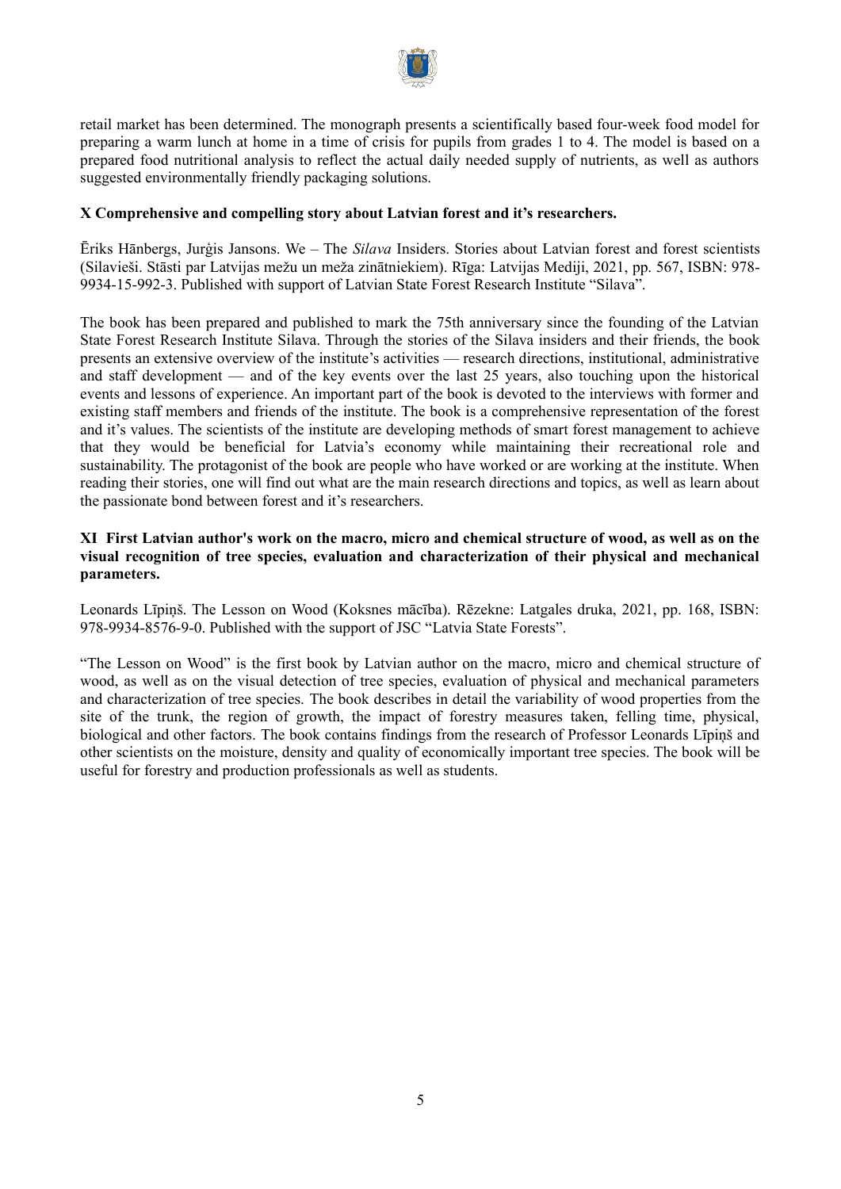retail market has been determined. The monograph presents a scientifically based four-week food model for preparing a warm lunch at home in a time of crisis for pupils from grades 1 to 4. The model is based on a prepared food nutritional analysis to reflect the actual daily needed supply of nutrients, as well as authors suggested environmentally friendly packaging solutions.

**X Comprehensive and compelling story about Latvian forest and it's researchers.**

Ēriks Hānbergs, Jurģis Jansons. We – The *Silava* Insiders. Stories about Latvian forest and forest scientists (Silavieši. Stāsti par Latvijas mežu un meža zinātniekiem). Rīga: Latvijas Mediji, 2021, pp. 567, ISBN: 978-9934-15-992-3. Published with support of Latvian State Forest Research Institute "Silava".

The book has been prepared and published to mark the 75th anniversary since the founding of the Latvian State Forest Research Institute Silava. Through the stories of the Silava insiders and their friends, the book presents an extensive overview of the institute's activities — research directions, institutional, administrative and staff development — and of the key events over the last 25 years, also touching upon the historical events and lessons of experience. An important part of the book is devoted to the interviews with former and existing staff members and friends of the institute. The book is a comprehensive representation of the forest and it's values. The scientists of the institute are developing methods of smart forest management to achieve that they would be beneficial for Latvia's economy while maintaining their recreational role and sustainability. The protagonist of the book are people who have worked or are working at the institute. When reading their stories, one will find out what are the main research directions and topics, as well as learn about the passionate bond between forest and it's researchers.

**XI First Latvian author's work on the macro, micro and chemical structure of wood, as well as on the visual recognition of tree species, evaluation and characterization of their physical and mechanical parameters.**

Leonards Līpiņš. The Lesson on Wood (Koksnes mācība). Rēzekne: Latgales druka, 2021, pp. 168, ISBN: 978-9934-8576-9-0. Published with the support of JSC "Latvia State Forests".

"The Lesson on Wood" is the first book by Latvian author on the macro, micro and chemical structure of wood, as well as on the visual detection of tree species, evaluation of physical and mechanical parameters and characterization of tree species. The book describes in detail the variability of wood properties from the site of the trunk, the region of growth, the impact of forestry measures taken, felling time, physical, biological and other factors. The book contains findings from the research of Professor Leonards Līpiņš and other scientists on the moisture, density and quality of economically important tree species. The book will be useful for forestry and production professionals as well as students.